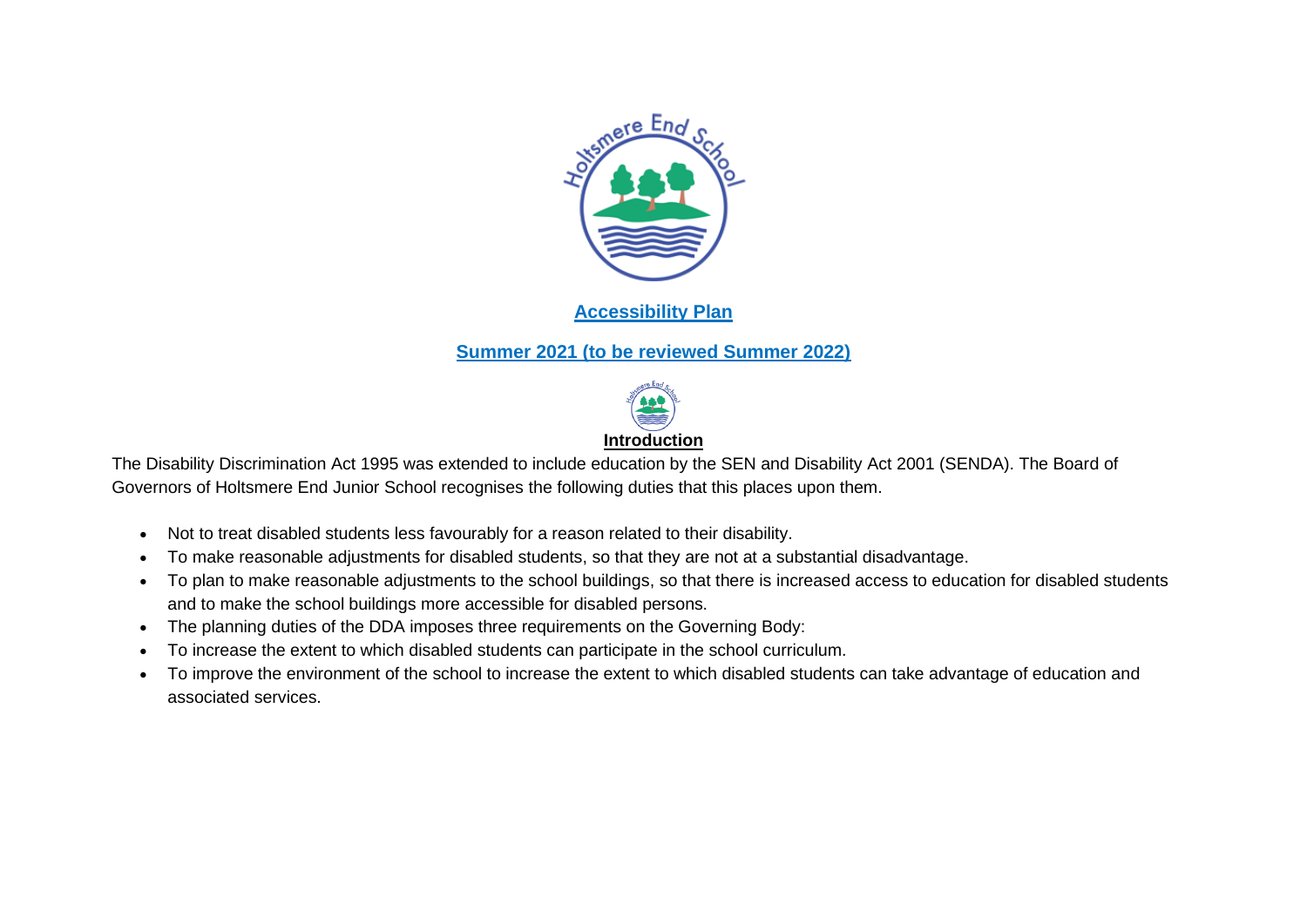# Accessibility Plan

## Summary 2021 (to be reviewed Summer 2022)

### Introduction

The Disability Discrimination Act 1995 was extended to include education by the SEN and Disability Act 2001 (SENDA). The Board of Governors of Holtsmere End Junior School recognises the following duties that this places upon them.

- Not to treat disabled students less favourably for a reason related to their disability.
- To make reasonable adjustments for disabled students, so that they are not at a substantial disadvantage.
- To plan to make reasonable adjustments to the school buildings, so that there is increased access to education for disabled students and to make the school buildings more accessible for disabled persons.
- The planning duties of the DDA imposes three requirements on the Governing Body:
- To increase the extent to which disabled students can participate in the school curriculum.
- To improve the environment of the school to increase the extent to which disabled students can take advantage of education and associated services.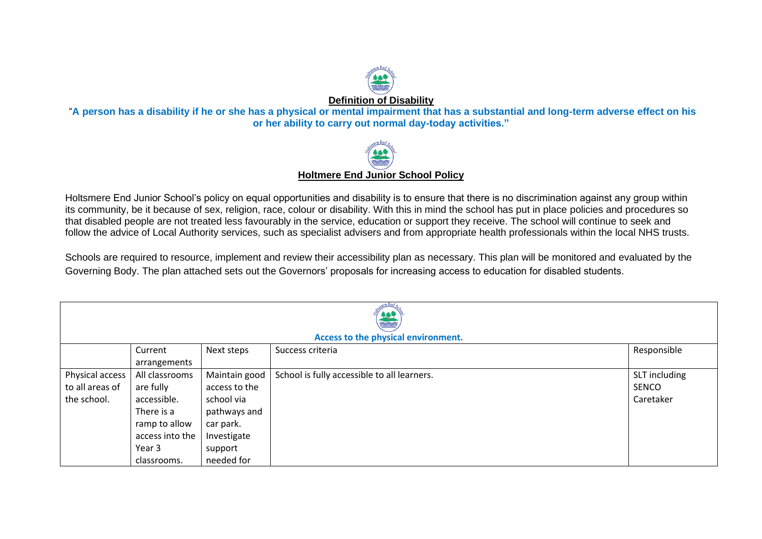## Definition of Disability

**"A person has a disability if he or she has a physical or mental impairment that has a substantial and long-term adverse effect on his or her ability to carry out normal day-today activities."**

## Holtmere End Junior School Policy

Holtsmere End Junior School's policy on equal opportunities and disability is to ensure that there is no discrimination against any group within its community, be it because of sex, religion, race, colour or disability. With this in mind the school has put in place policies and procedures so that disabled people are not treated less favourably in the service, education or support they receive. The school will continue to seek and follow the advice of Local Authority services, such as specialist advisers and from appropriate health professionals within the local NHS trusts.

Schools are required to resource, implement and review their accessibility plan as necessary. This plan will be monitored and evaluated by the Governing Body. The plan attached sets out the Governors' proposals for increasing access to education for disabled students.

| **Access to the physical environment.** | | | | |
|---|---|---|---|---|
| | Current arrangements | Next steps | Success criteria | Responsible |
| Physical access to all areas of the school. | All classrooms are fully accessible. There is a ramp to allow access into the Year 3 classrooms. | Maintain good access to the school via pathways and car park. Investigate support needed for | School is fully accessible to all learners. | SLT including SENCO Caretaker |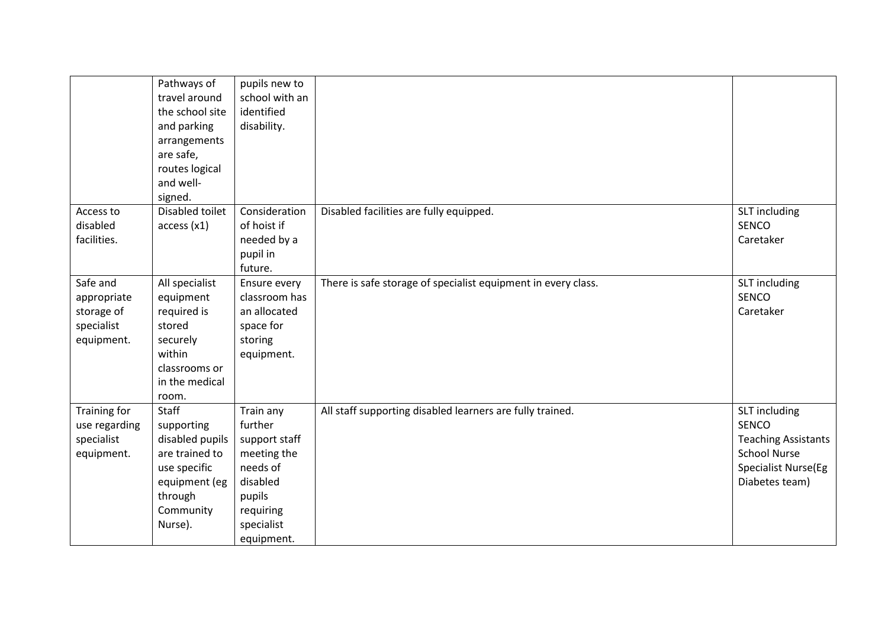| | | | | |
|---|---|---|---|---|
| | Pathways of travel around the school site and parking arrangements are safe, routes logical and well-signed. | pupils new to school with an identified disability. | | |
| Access to disabled facilities. | Disabled toilet access (x1) | Consideration of hoist if needed by a pupil in future. | Disabled facilities are fully equipped. | SLT including SENCO Caretaker |
| Safe and appropriate storage of specialist equipment. | All specialist equipment required is stored securely within classrooms or in the medical room. | Ensure every classroom has an allocated space for storing equipment. | There is safe storage of specialist equipment in every class. | SLT including SENCO Caretaker |
| Training for use regarding specialist equipment. | Staff supporting disabled pupils are trained to use specific equipment (eg through Community Nurse). | Train any further support staff meeting the needs of disabled pupils requiring specialist equipment. | All staff supporting disabled learners are fully trained. | SLT including SENCO Teaching Assistants School Nurse Specialist Nurse(Eg Diabetes team) |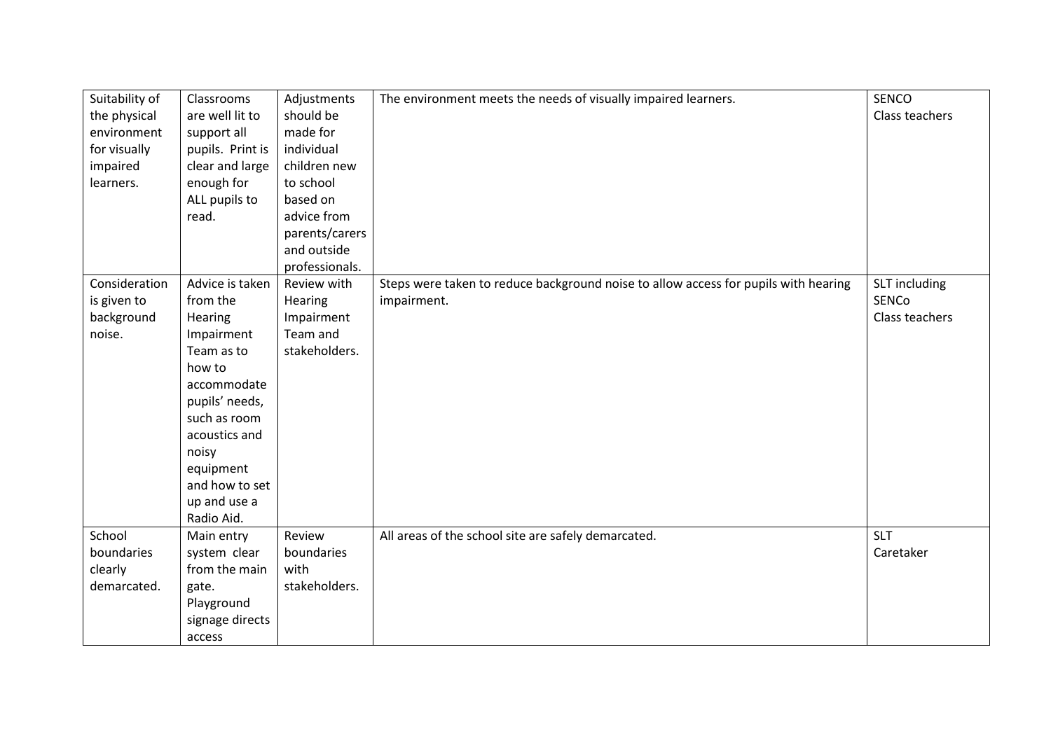| Suitability of the physical environment for visually impaired learners. | Classrooms are well lit to support all pupils. Print is clear and large enough for ALL pupils to read. | Adjustments should be made for individual children new to school based on advice from parents/carers and outside professionals. | The environment meets the needs of visually impaired learners. | SENCO<br>Class teachers |
|---|---|---|---|---|
| Consideration is given to background noise. | Advice is taken from the Hearing Impairment Team as to how to accommodate pupils' needs, such as room acoustics and noisy equipment and how to set up and use a Radio Aid. | Review with Hearing Impairment Team and stakeholders. | Steps were taken to reduce background noise to allow access for pupils with hearing impairment. | SLT including SENCo<br>Class teachers |
| School boundaries clearly demarcated. | Main entry system clear from the main gate. Playground signage directs access | Review boundaries with stakeholders. | All areas of the school site are safely demarcated. | SLT<br>Caretaker |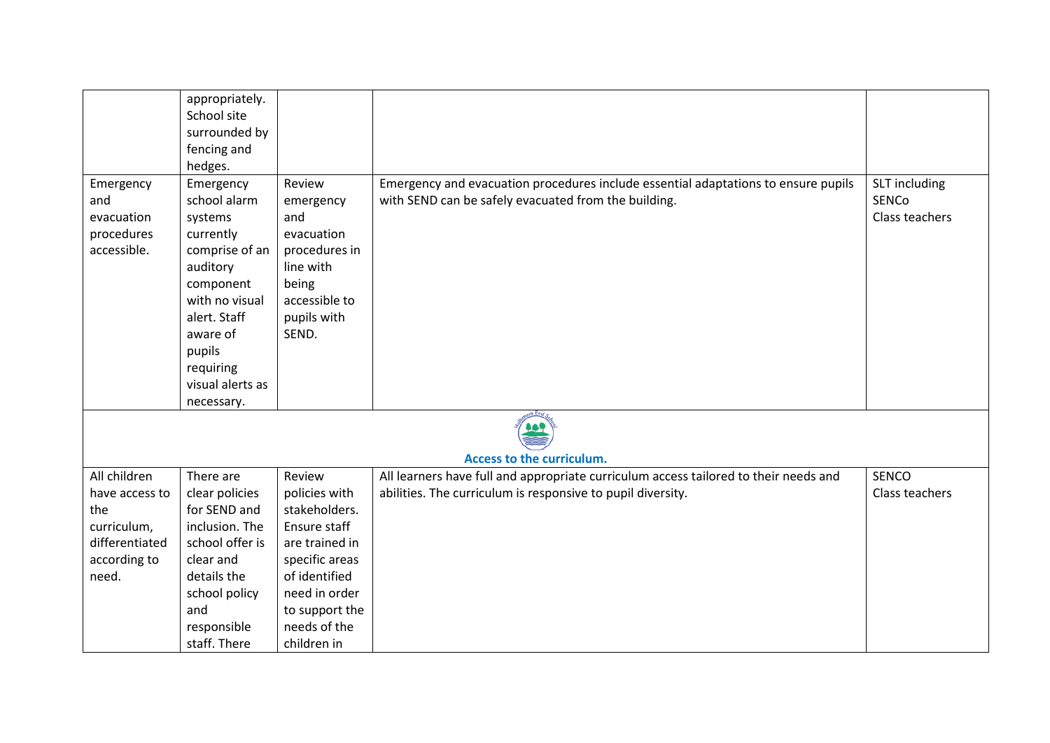|  |  |  |  |  |
|---|---|---|---|---|
|  | appropriately. School site surrounded by fencing and hedges. |  |  |  |
| Emergency and evacuation procedures accessible. | Emergency school alarm systems currently comprise of an auditory component with no visual alert. Staff aware of pupils requiring visual alerts as necessary. | Review emergency and evacuation procedures in line with being accessible to pupils with SEND. | Emergency and evacuation procedures include essential adaptations to ensure pupils with SEND can be safely evacuated from the building. | SLT including SENCo Class teachers |
| **Access to the curriculum.** |  |  |  |  |
| All children have access to the curriculum, differentiated according to need. | There are clear policies for SEND and inclusion. The school offer is clear and details the school policy and responsible staff. There | Review policies with stakeholders. Ensure staff are trained in specific areas of identified need in order to support the needs of the children in | All learners have full and appropriate curriculum access tailored to their needs and abilities. The curriculum is responsive to pupil diversity. | SENCO Class teachers |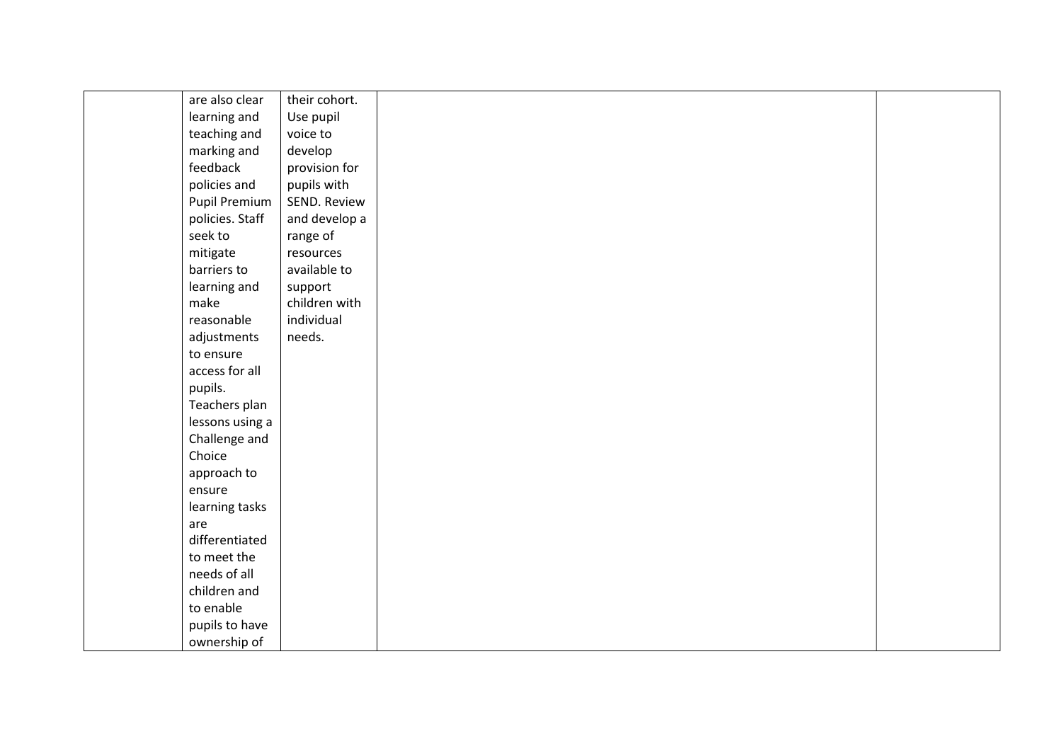|  | are also clear learning and teaching and marking and feedback policies and Pupil Premium policies. Staff seek to mitigate barriers to learning and make reasonable adjustments to ensure access for all pupils. Teachers plan lessons using a Challenge and Choice approach to ensure learning tasks are differentiated to meet the needs of all children and to enable pupils to have ownership of | their cohort. Use pupil voice to develop provision for pupils with SEND. Review and develop a range of resources available to support children with individual needs. |  |  |
|---|---|---|---|---|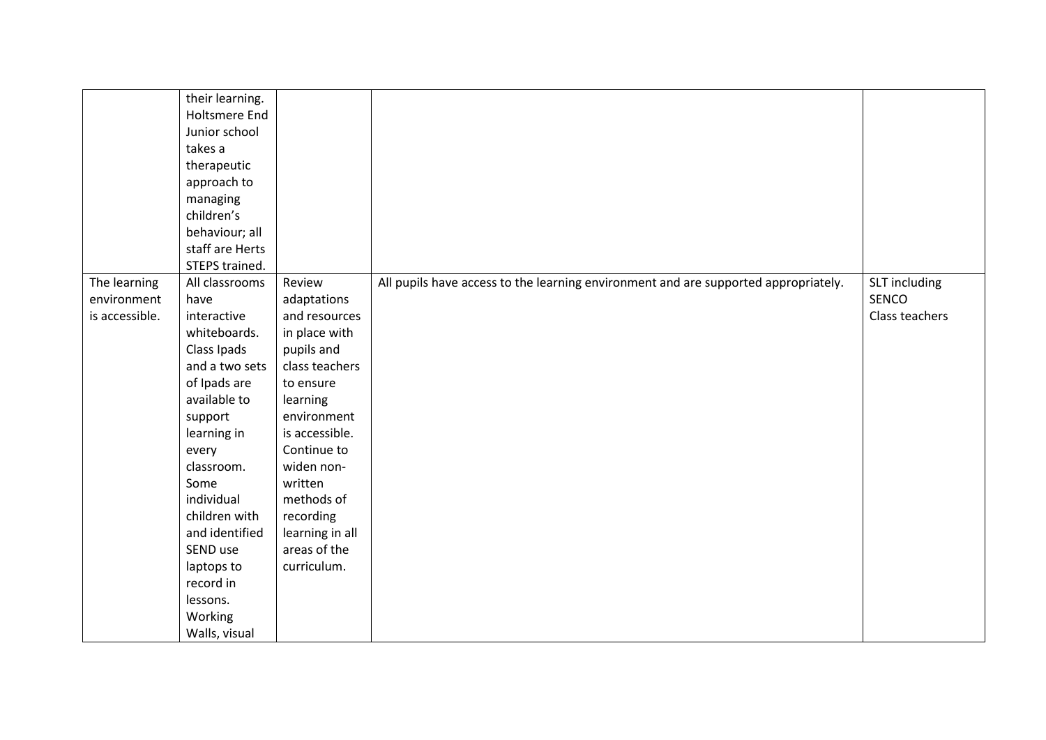| | | | | |
|---|---|---|---|---|
| | their learning. Holtsmere End Junior school takes a therapeutic approach to managing children's behaviour; all staff are Herts STEPS trained. | | | |
| The learning environment is accessible. | All classrooms have interactive whiteboards. Class Ipads and a two sets of Ipads are available to support learning in every classroom. Some individual children with and identified SEND use laptops to record in lessons. Working Walls, visual | Review adaptations and resources in place with pupils and class teachers to ensure learning environment is accessible. Continue to widen non-written methods of recording learning in all areas of the curriculum. | All pupils have access to the learning environment and are supported appropriately. | SLT including SENCO<br>Class teachers |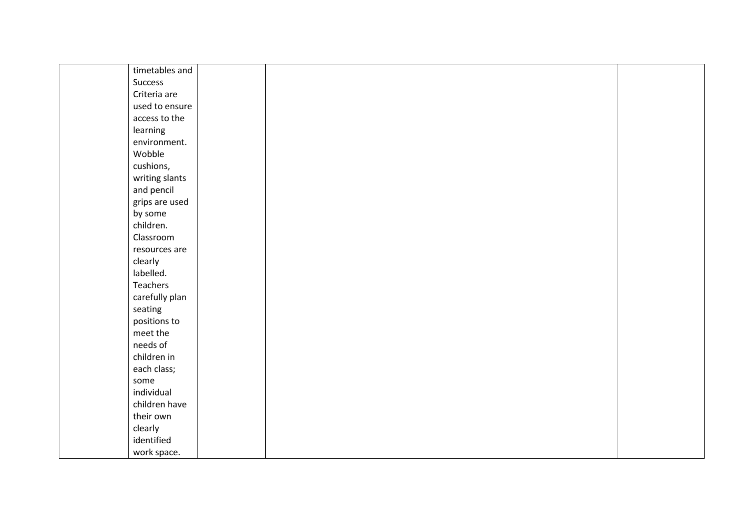|  |  |  |  |  |
|---|---|---|---|---|
|  | timetables and Success Criteria are used to ensure access to the learning environment. Wobble cushions, writing slants and pencil grips are used by some children. Classroom resources are clearly labelled. Teachers carefully plan seating positions to meet the needs of children in each class; some individual children have their own clearly identified work space. |  |  |  |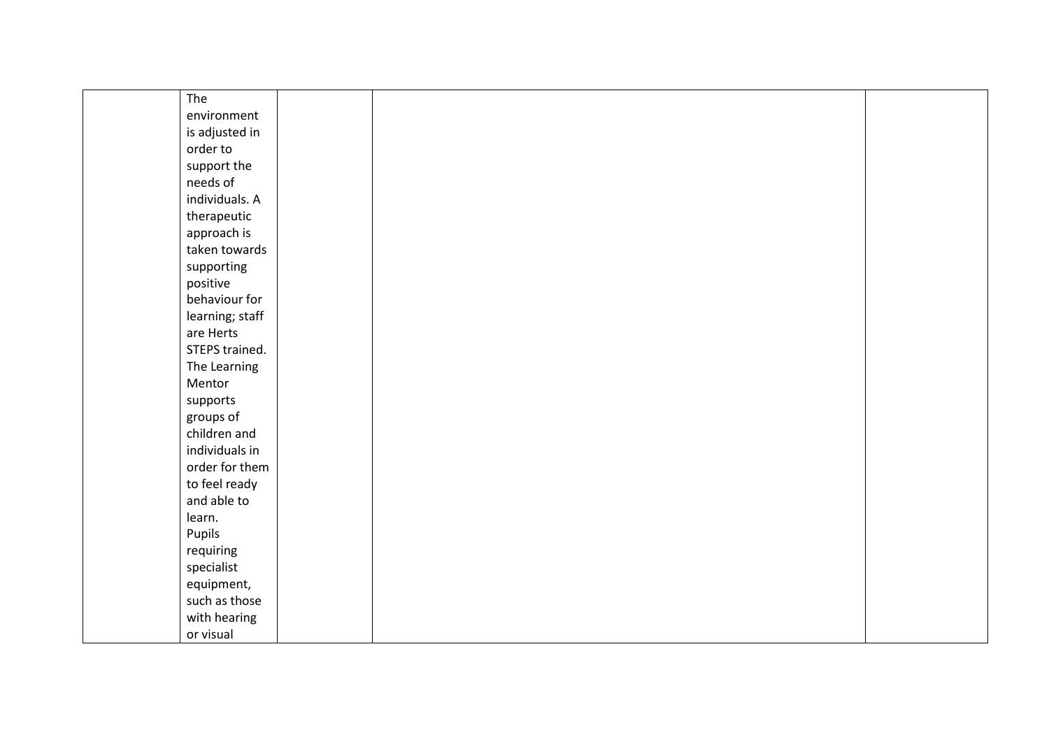| | | | | |
|---|---|---|---|---|
| | The environment is adjusted in order to support the needs of individuals. A therapeutic approach is taken towards supporting positive behaviour for learning; staff are Herts STEPS trained. The Learning Mentor supports groups of children and individuals in order for them to feel ready and able to learn. Pupils requiring specialist equipment, such as those with hearing or visual | | | |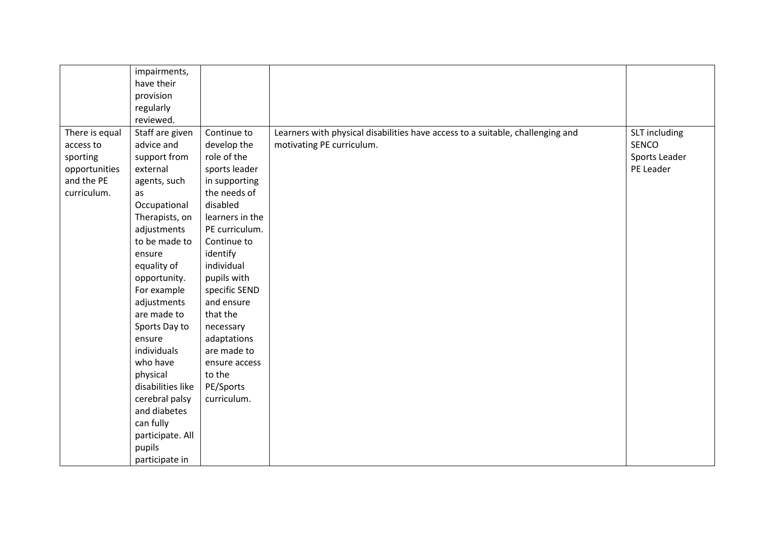| | | | | |
|---|---|---|---|---|
| | impairments, have their provision regularly reviewed. | | | |
| There is equal access to sporting opportunities and the PE curriculum. | Staff are given advice and support from external agents, such as Occupational Therapists, on adjustments to be made to ensure equality of opportunity. For example adjustments are made to Sports Day to ensure individuals who have physical disabilities like cerebral palsy and diabetes can fully participate. All pupils participate in | Continue to develop the role of the sports leader in supporting the needs of disabled learners in the PE curriculum. Continue to identify individual pupils with specific SEND and ensure that the necessary adaptations are made to ensure access to the PE/Sports curriculum. | Learners with physical disabilities have access to a suitable, challenging and motivating PE curriculum. | SLT including SENCO Sports Leader PE Leader |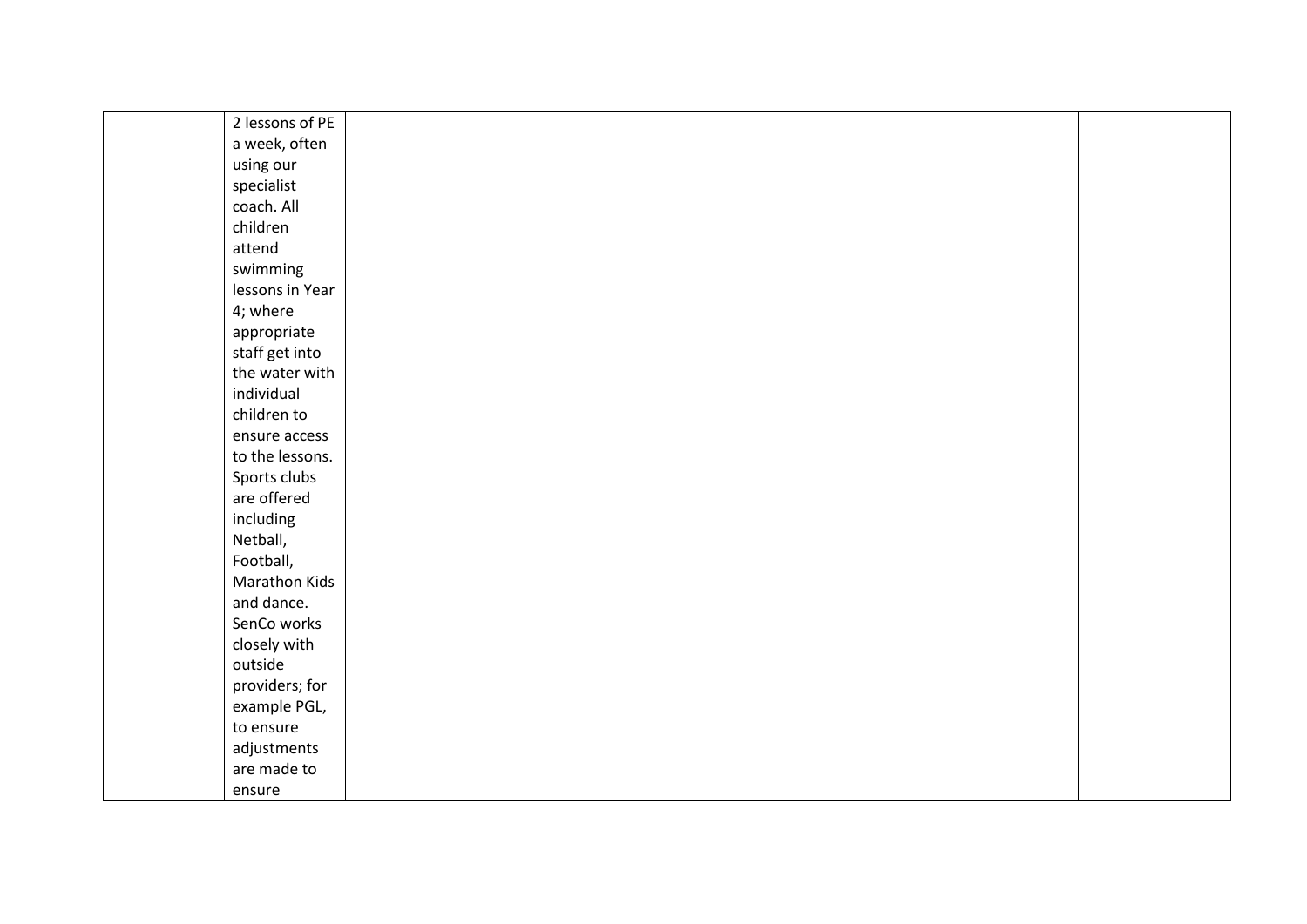| | | | | |
|---|---|---|---|---|
| | 2 lessons of PE a week, often using our specialist coach. All children attend swimming lessons in Year 4; where appropriate staff get into the water with individual children to ensure access to the lessons. Sports clubs are offered including Netball, Football, Marathon Kids and dance. SenCo works closely with outside providers; for example PGL, to ensure adjustments are made to ensure | | | |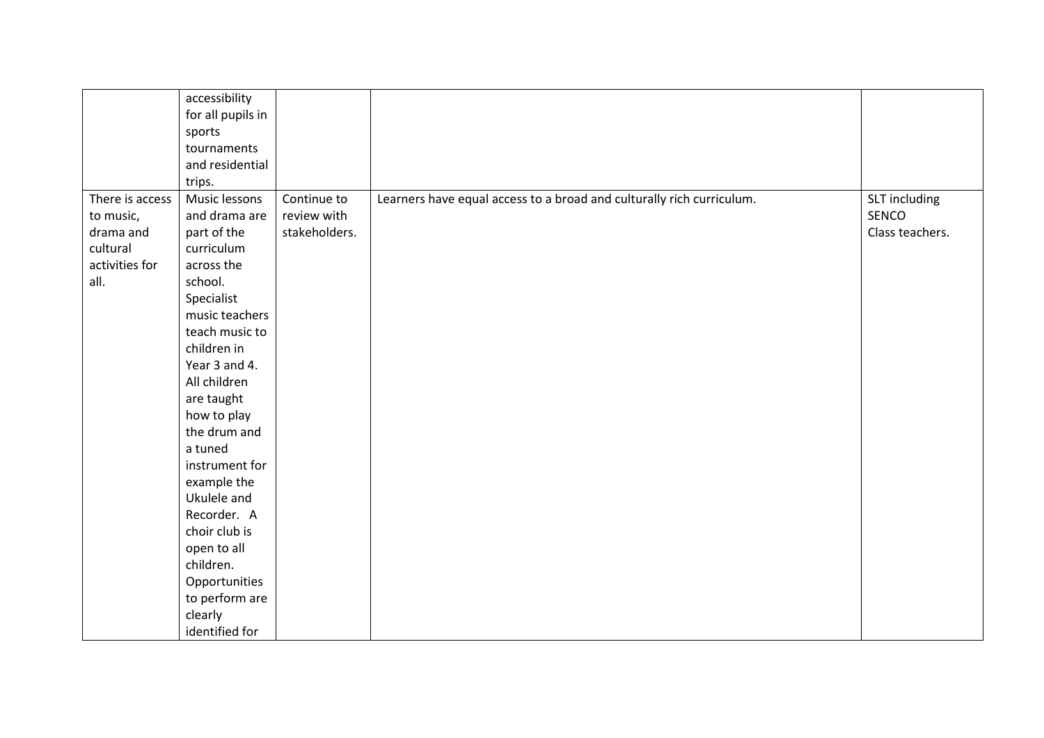| | | | | |
|---|---|---|---|---|
| | accessibility for all pupils in sports tournaments and residential trips. | | | |
| There is access to music, drama and cultural activities for all. | Music lessons and drama are part of the curriculum across the school. Specialist music teachers teach music to children in Year 3 and 4. All children are taught how to play the drum and a tuned instrument for example the Ukulele and Recorder. A choir club is open to all children. Opportunities to perform are clearly identified for | Continue to review with stakeholders. | Learners have equal access to a broad and culturally rich curriculum. | SLT including SENCO Class teachers. |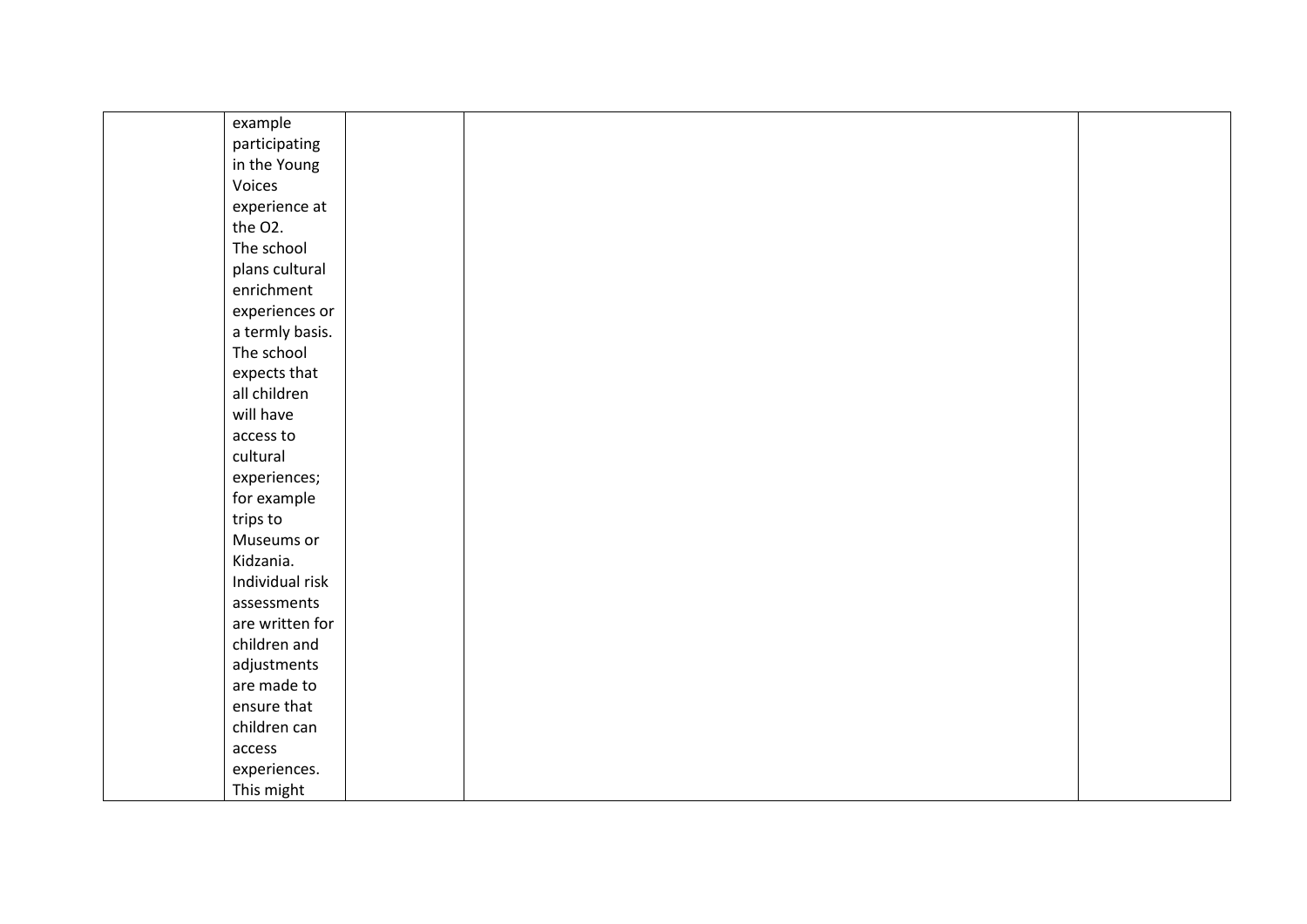| | | | | |
|---|---|---|---|---|
| | example participating in the Young Voices experience at the O2. The school plans cultural enrichment experiences or a termly basis. The school expects that all children will have access to cultural experiences; for example trips to Museums or Kidzania. Individual risk assessments are written for children and adjustments are made to ensure that children can access experiences. This might | | | |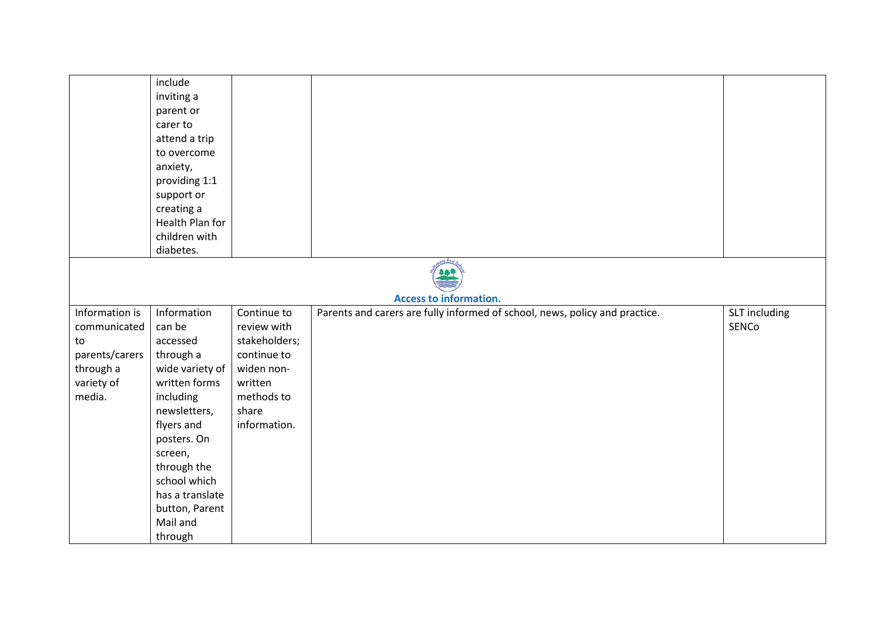| | | | | |
|---|---|---|---|---|
| | include inviting a parent or carer to attend a trip to overcome anxiety, providing 1:1 support or creating a Health Plan for children with diabetes. | | | |
| **Access to information.** | | | | |
| Information is communicated to parents/carers through a variety of media. | Information can be accessed through a wide variety of written forms including newsletters, flyers and posters. On screen, through the school which has a translate button, Parent Mail and through | Continue to review with stakeholders; continue to widen non-written methods to share information. | Parents and carers are fully informed of school, news, policy and practice. | SLT including SENCo |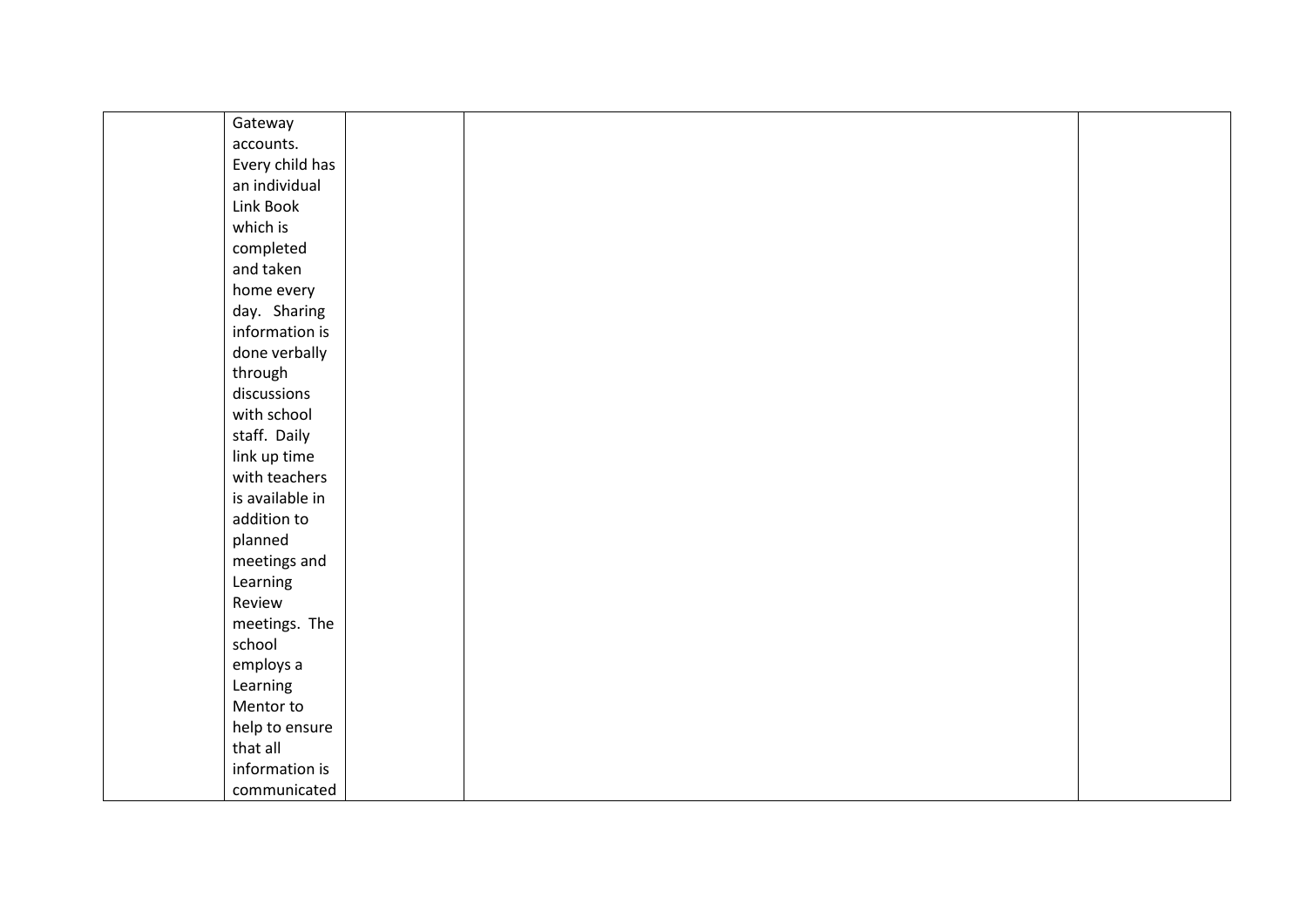|  |  |  |  |  |
|---|---|---|---|---|
|  | Gateway accounts. Every child has an individual Link Book which is completed and taken home every day. Sharing information is done verbally through discussions with school staff. Daily link up time with teachers is available in addition to planned meetings and Learning Review meetings. The school employs a Learning Mentor to help to ensure that all information is communicated |  |  |  |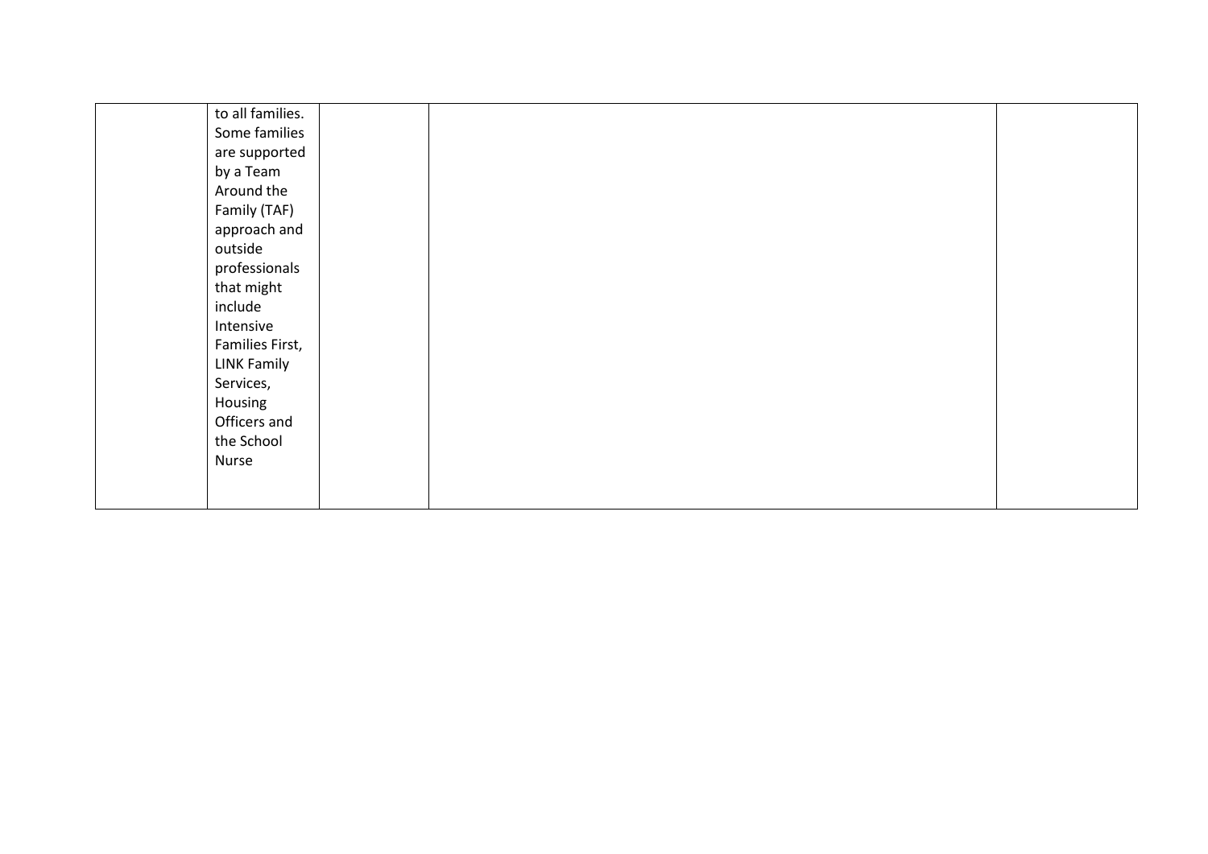| | | | | |
|---|---|---|---|---|
| | to all families. Some families are supported by a Team Around the Family (TAF) approach and outside professionals that might include Intensive Families First, LINK Family Services, Housing Officers and the School Nurse | | | |